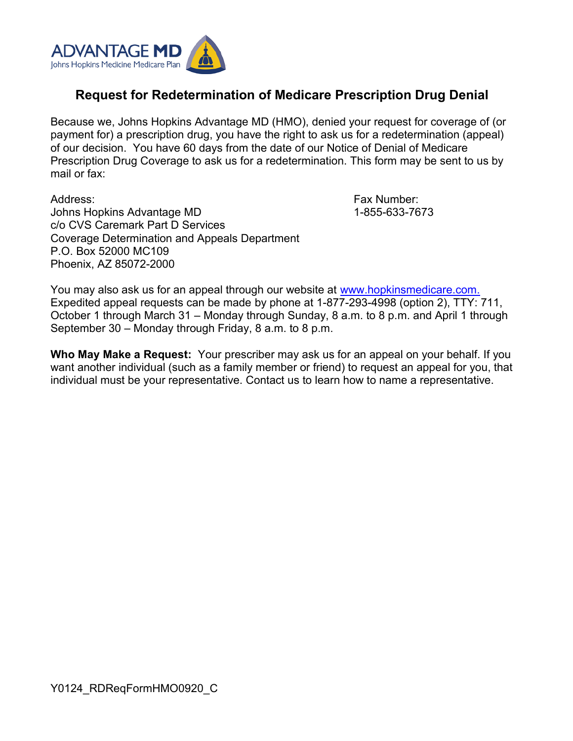ADVANTAGE MD
Johns Hopkins Medicine Medicare Plan

# Request for Redetermination of Medicare Prescription Drug Denial

Because we, Johns Hopkins Advantage MD (HMO), denied your request for coverage of (or payment for) a prescription drug, you have the right to ask us for a redetermination (appeal) of our decision. You have 60 days from the date of our Notice of Denial of Medicare Prescription Drug Coverage to ask us for a redetermination. This form may be sent to us by mail or fax:

Address:
Johns Hopkins Advantage MD
c/o CVS Caremark Part D Services
Coverage Determination and Appeals Department
P.O. Box 52000 MC109
Phoenix, AZ 85072-2000

Fax Number:
1-855-633-7673

You may also ask us for an appeal through our website at www.hopkinsmedicare.com. Expedited appeal requests can be made by phone at 1-877-293-4998 (option 2), TTY: 711, October 1 through March 31 – Monday through Sunday, 8 a.m. to 8 p.m. and April 1 through September 30 – Monday through Friday, 8 a.m. to 8 p.m.

**Who May Make a Request:** Your prescriber may ask us for an appeal on your behalf. If you want another individual (such as a family member or friend) to request an appeal for you, that individual must be your representative. Contact us to learn how to name a representative.

Y0124_RDReqFormHMO0920_C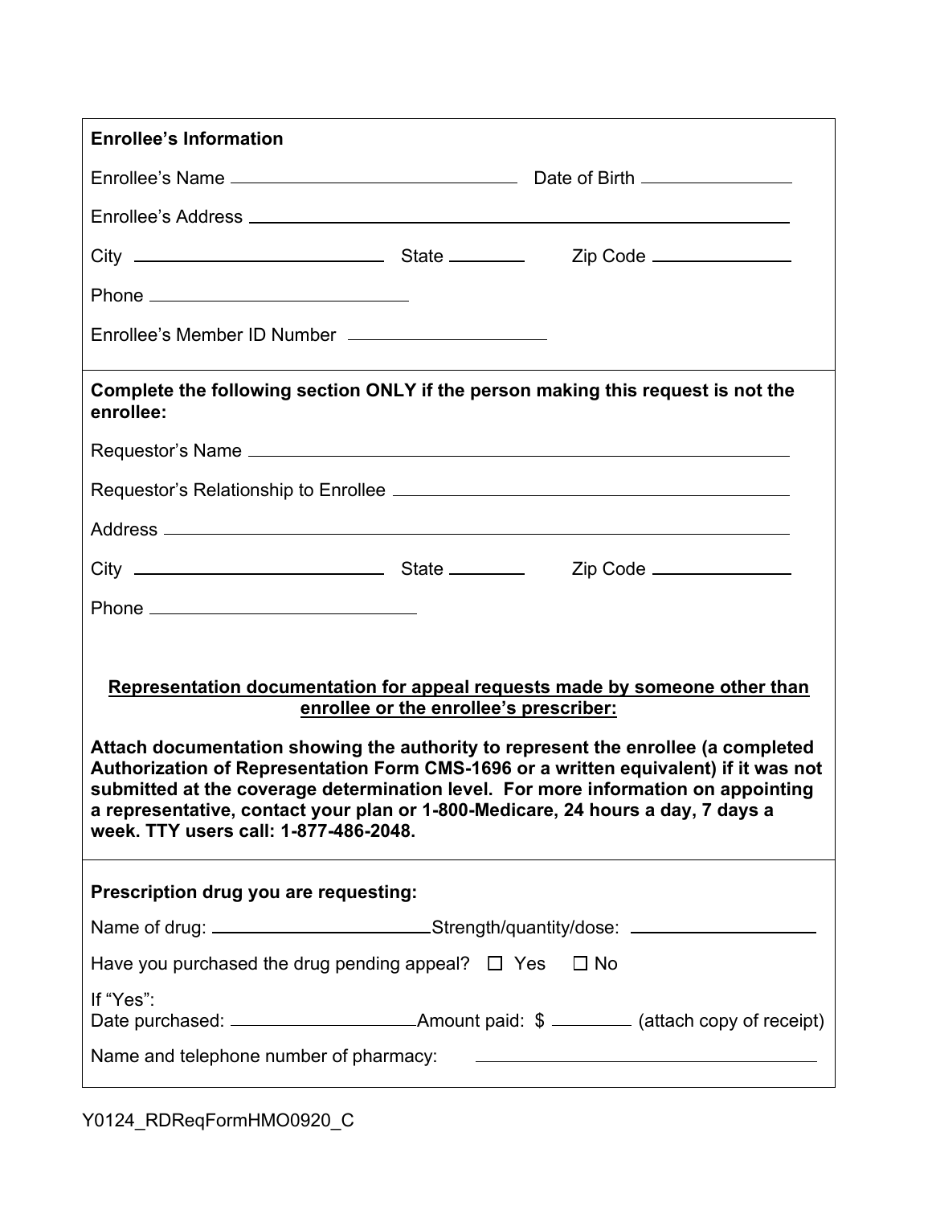**Enrollee's Information**

Enrollee's Name ______________________________ Date of Birth ______________

Enrollee's Address ________________________________________________________

City ________________________ State ________ Zip Code ______________

Phone ________________________

Enrollee's Member ID Number ____________________

**Complete the following section ONLY if the person making this request is not the enrollee:**

Requestor's Name ___________________________________________________________

Requestor's Relationship to Enrollee ___________________________________________

Address ___________________________________________________________________

City ________________________ State ________ Zip Code ______________

Phone ________________________

**Representation documentation for appeal requests made by someone other than enrollee or the enrollee's prescriber:**

**Attach documentation showing the authority to represent the enrollee (a completed Authorization of Representation Form CMS-1696 or a written equivalent) if it was not submitted at the coverage determination level. For more information on appointing a representative, contact your plan or 1-800-Medicare, 24 hours a day, 7 days a week. TTY users call: 1-877-486-2048.**

**Prescription drug you are requesting:**

Name of drug: ______________________ Strength/quantity/dose: ____________________

Have you purchased the drug pending appeal? ☐ Yes ☐ No

If "Yes":
Date purchased: ____________________ Amount paid: $ ________ (attach copy of receipt)

Name and telephone number of pharmacy: ______________________________________

Y0124_RDReqFormHMO0920_C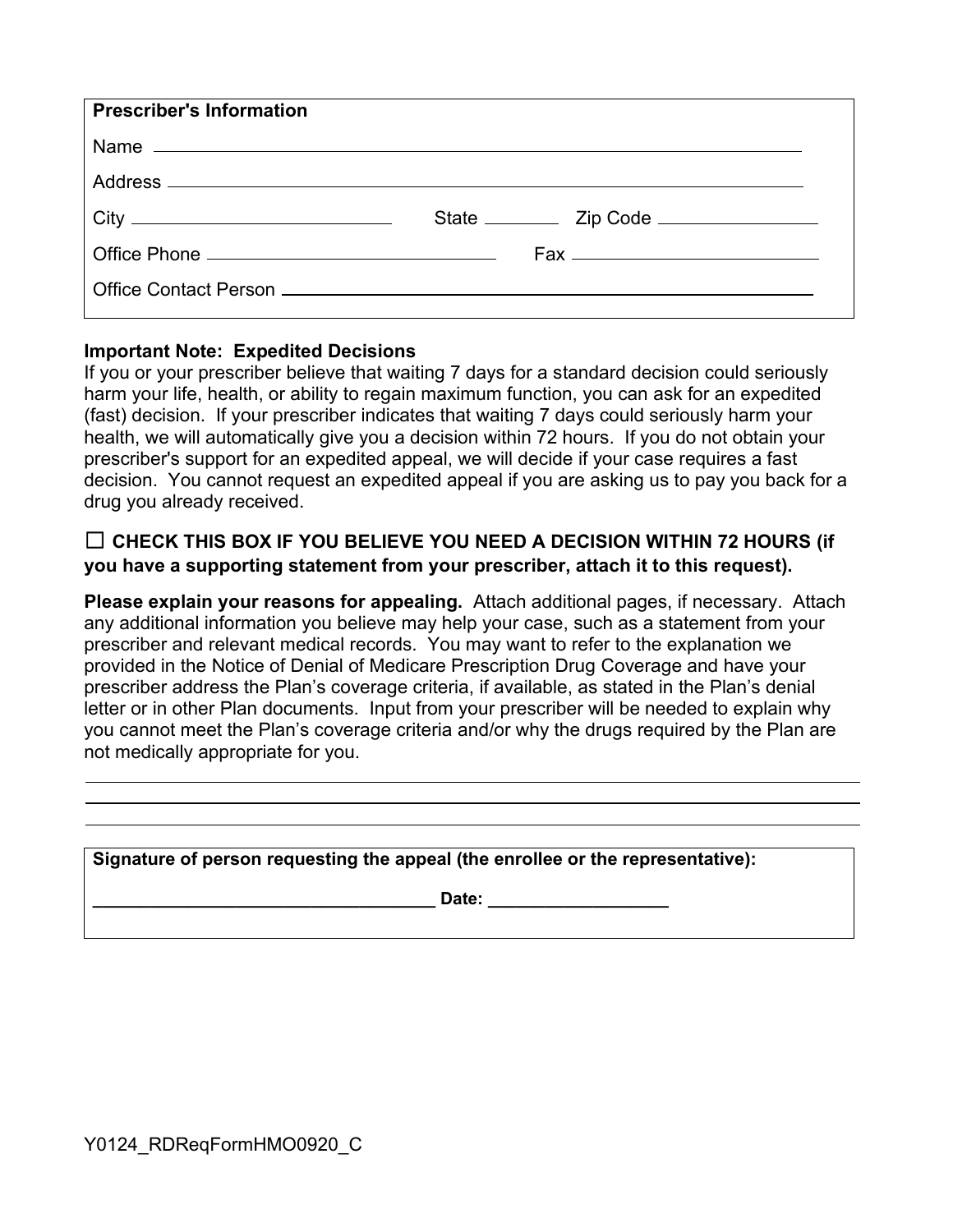**Prescriber's Information**

Name \_\_\_\_\_\_\_\_\_\_\_\_\_\_\_\_\_\_\_\_\_\_\_\_\_\_\_\_\_\_\_\_\_\_\_\_\_\_\_\_\_\_\_\_\_\_\_\_\_\_\_\_\_\_\_\_\_\_\_\_

Address \_\_\_\_\_\_\_\_\_\_\_\_\_\_\_\_\_\_\_\_\_\_\_\_\_\_\_\_\_\_\_\_\_\_\_\_\_\_\_\_\_\_\_\_\_\_\_\_\_\_\_\_\_\_\_\_\_\_

City \_\_\_\_\_\_\_\_\_\_\_\_\_\_\_\_\_\_\_\_\_\_\_\_ State \_\_\_\_\_\_\_\_ Zip Code \_\_\_\_\_\_\_\_\_\_\_\_\_\_\_\_

Office Phone \_\_\_\_\_\_\_\_\_\_\_\_\_\_\_\_\_\_\_\_\_\_\_\_\_\_\_\_ Fax \_\_\_\_\_\_\_\_\_\_\_\_\_\_\_\_\_\_\_\_\_\_\_\_\_\_

Office Contact Person \_\_\_\_\_\_\_\_\_\_\_\_\_\_\_\_\_\_\_\_\_\_\_\_\_\_\_\_\_\_\_\_\_\_\_\_\_\_\_\_\_\_\_\_\_\_\_\_\_\_\_\_

**Important Note: Expedited Decisions**

If you or your prescriber believe that waiting 7 days for a standard decision could seriously harm your life, health, or ability to regain maximum function, you can ask for an expedited (fast) decision. If your prescriber indicates that waiting 7 days could seriously harm your health, we will automatically give you a decision within 72 hours. If you do not obtain your prescriber's support for an expedited appeal, we will decide if your case requires a fast decision. You cannot request an expedited appeal if you are asking us to pay you back for a drug you already received.

☐ **CHECK THIS BOX IF YOU BELIEVE YOU NEED A DECISION WITHIN 72 HOURS (if you have a supporting statement from your prescriber, attach it to this request).**

**Please explain your reasons for appealing.** Attach additional pages, if necessary. Attach any additional information you believe may help your case, such as a statement from your prescriber and relevant medical records. You may want to refer to the explanation we provided in the Notice of Denial of Medicare Prescription Drug Coverage and have your prescriber address the Plan's coverage criteria, if available, as stated in the Plan's denial letter or in other Plan documents. Input from your prescriber will be needed to explain why you cannot meet the Plan's coverage criteria and/or why the drugs required by the Plan are not medically appropriate for you.

\_\_\_\_\_\_\_\_\_\_\_\_\_\_\_\_\_\_\_\_\_\_\_\_\_\_\_\_\_\_\_\_\_\_\_\_\_\_\_\_\_\_\_\_\_\_\_\_\_\_\_\_\_\_\_\_\_\_\_\_\_\_\_\_\_\_\_\_\_\_

\_\_\_\_\_\_\_\_\_\_\_\_\_\_\_\_\_\_\_\_\_\_\_\_\_\_\_\_\_\_\_\_\_\_\_\_\_\_\_\_\_\_\_\_\_\_\_\_\_\_\_\_\_\_\_\_\_\_\_\_\_\_\_\_\_\_\_\_\_\_

\_\_\_\_\_\_\_\_\_\_\_\_\_\_\_\_\_\_\_\_\_\_\_\_\_\_\_\_\_\_\_\_\_\_\_\_\_\_\_\_\_\_\_\_\_\_\_\_\_\_\_\_\_\_\_\_\_\_\_\_\_\_\_\_\_\_\_\_\_\_

**Signature of person requesting the appeal (the enrollee or the representative):**

**\_\_\_\_\_\_\_\_\_\_\_\_\_\_\_\_\_\_\_\_\_\_\_\_\_\_\_\_\_\_\_\_\_\_\_ Date: \_\_\_\_\_\_\_\_\_\_\_\_\_\_\_\_\_\_**

Y0124_RDReqFormHMO0920_C